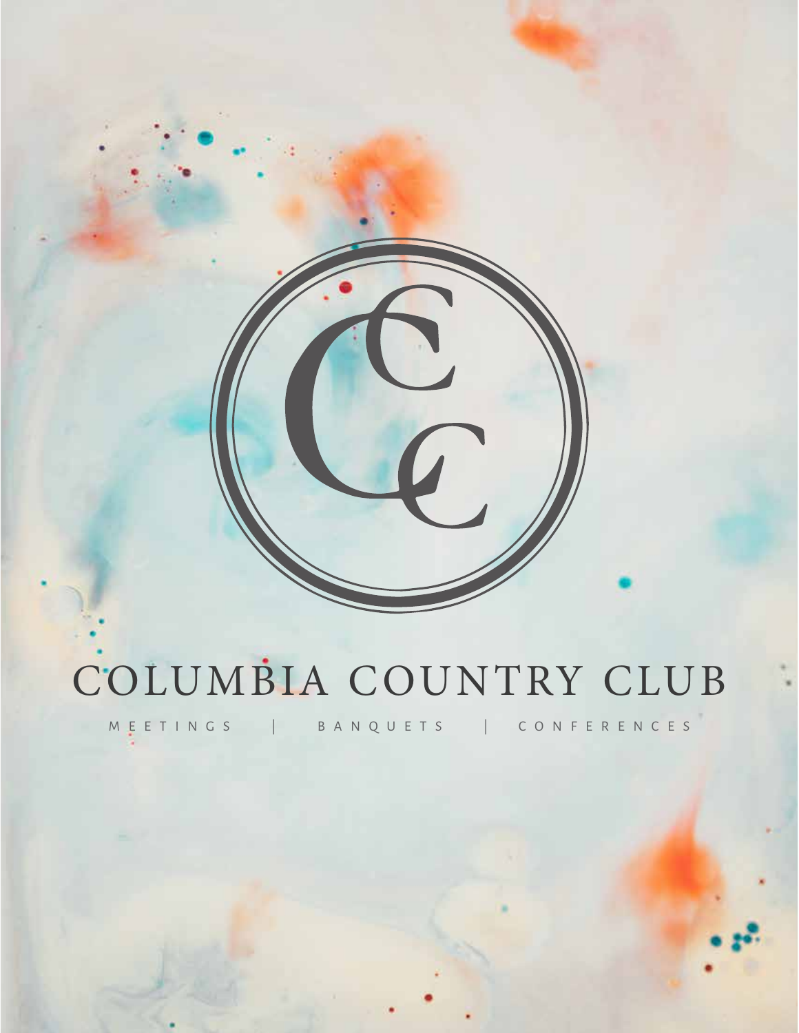# COLUMBIA COUNTRY CLUB

MEETINGS | BANQUETS | CONFERENCES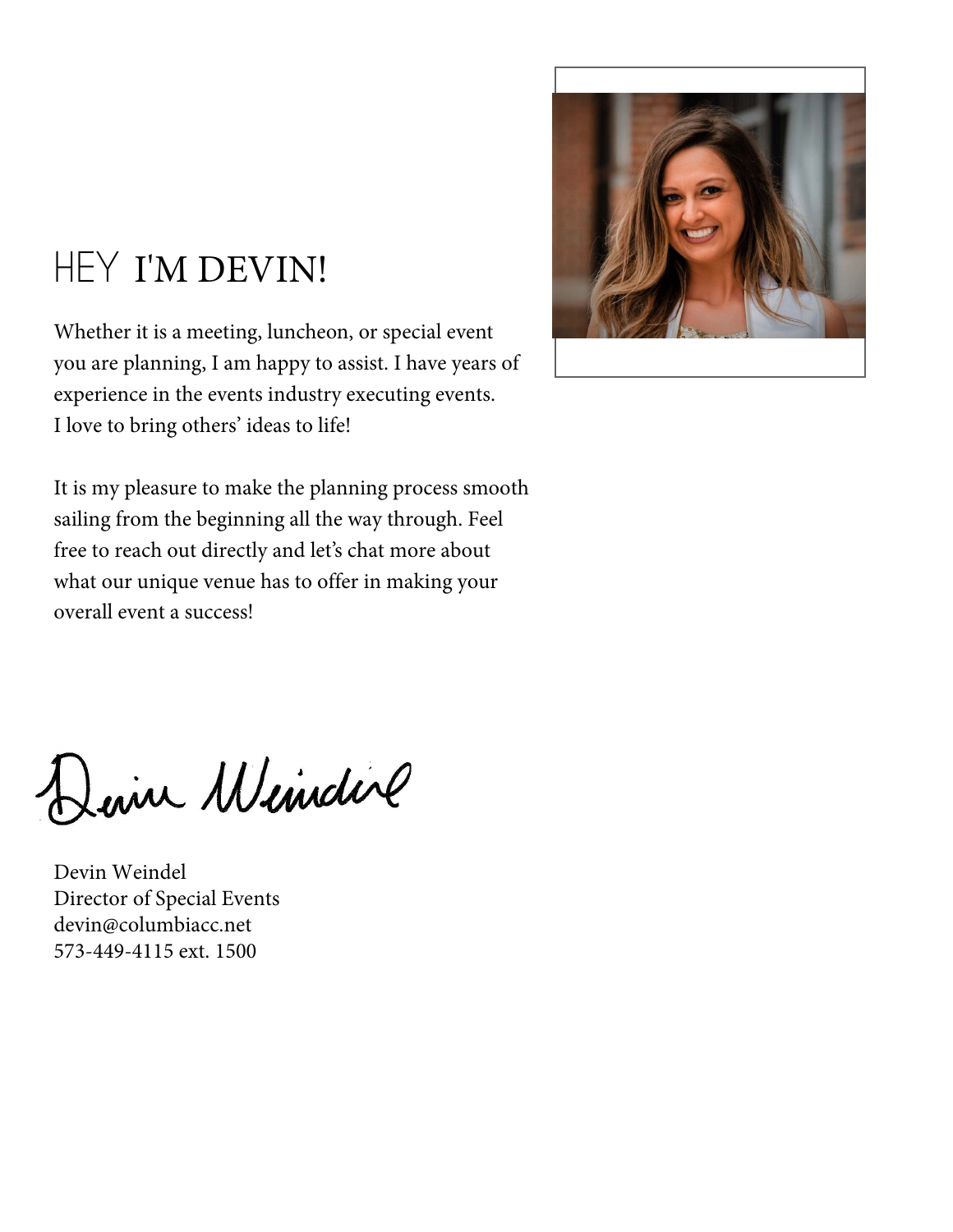# HEY I'M DEVIN!

Whether it is a meeting, luncheon, or special event you are planning, I am happy to assist. I have years of experience in the events industry executing events. I love to bring others' ideas to life!

It is my pleasure to make the planning process smooth sailing from the beginning all the way through. Feel free to reach out directly and let's chat more about what our unique venue has to offer in making your overall event a success!

Devin Weindel

Devin Weindel
Director of Special Events
devin@columbiacc.net
573-449-4115 ext. 1500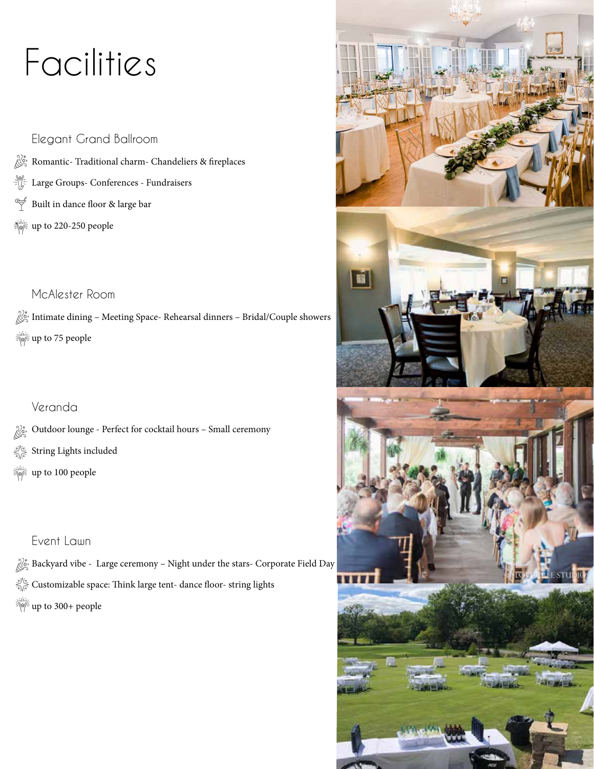# Facilities

## Elegant Grand Ballroom

- Romantic- Traditional charm- Chandeliers & fireplaces
- Large Groups- Conferences - Fundraisers
- Built in dance floor & large bar
- up to 220-250 people

## McAlester Room

- Intimate dining – Meeting Space- Rehearsal dinners – Bridal/Couple showers
- up to 75 people

## Veranda

- Outdoor lounge - Perfect for cocktail hours – Small ceremony
- String Lights included
- up to 100 people

## Event Lawn

- Backyard vibe - Large ceremony – Night under the stars- Corporate Field Day
- Customizable space: Think large tent- dance floor- string lights
- up to 300+ people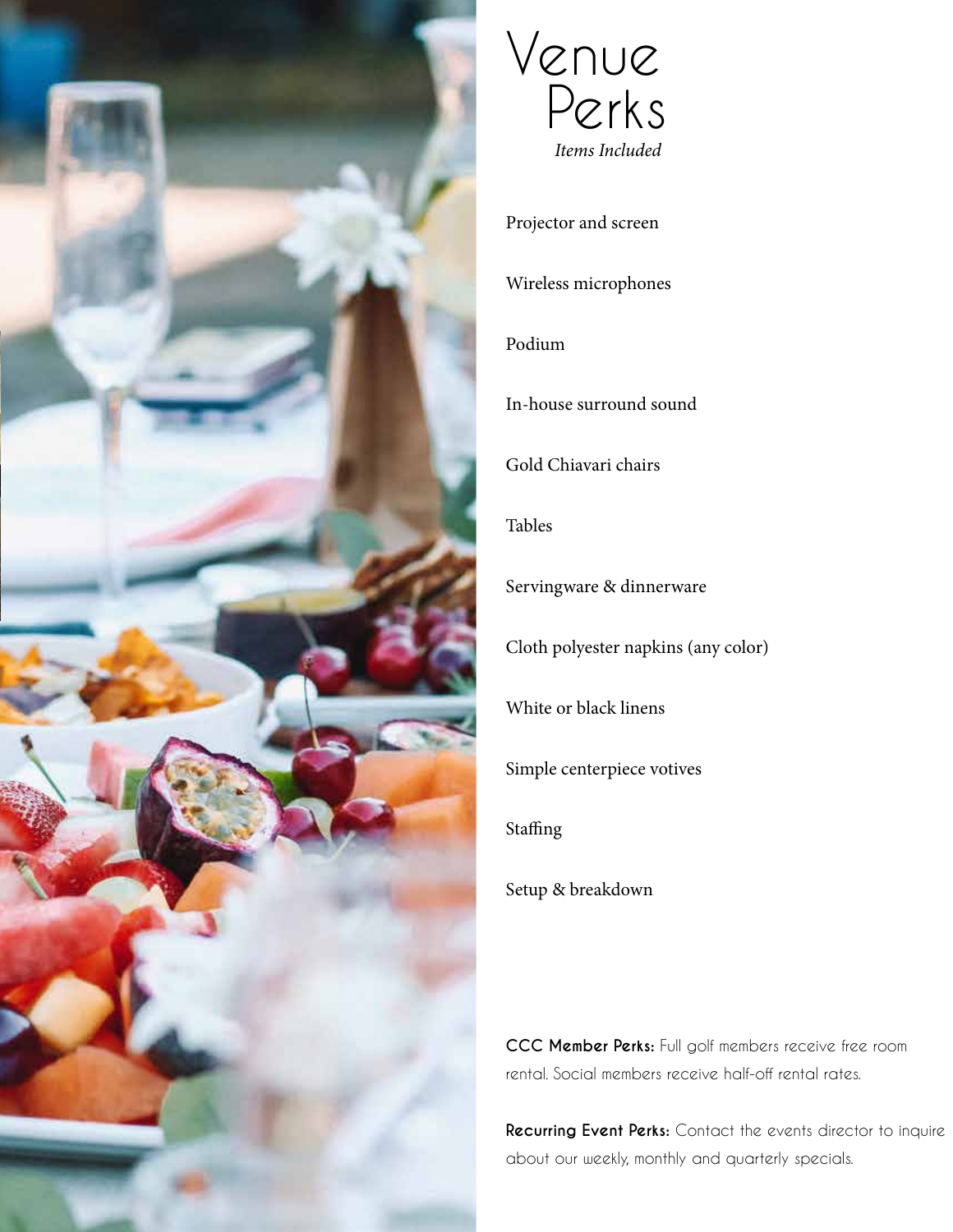# Venue Perks

*Items Included*

Projector and screen

Wireless microphones

Podium

In-house surround sound

Gold Chiavari chairs

Tables

Servingware & dinnerware

Cloth polyester napkins (any color)

White or black linens

Simple centerpiece votives

Staffing

Setup & breakdown

**CCC Member Perks:** Full golf members receive free room rental. Social members receive half-off rental rates.

**Recurring Event Perks:** Contact the events director to inquire about our weekly, monthly and quarterly specials.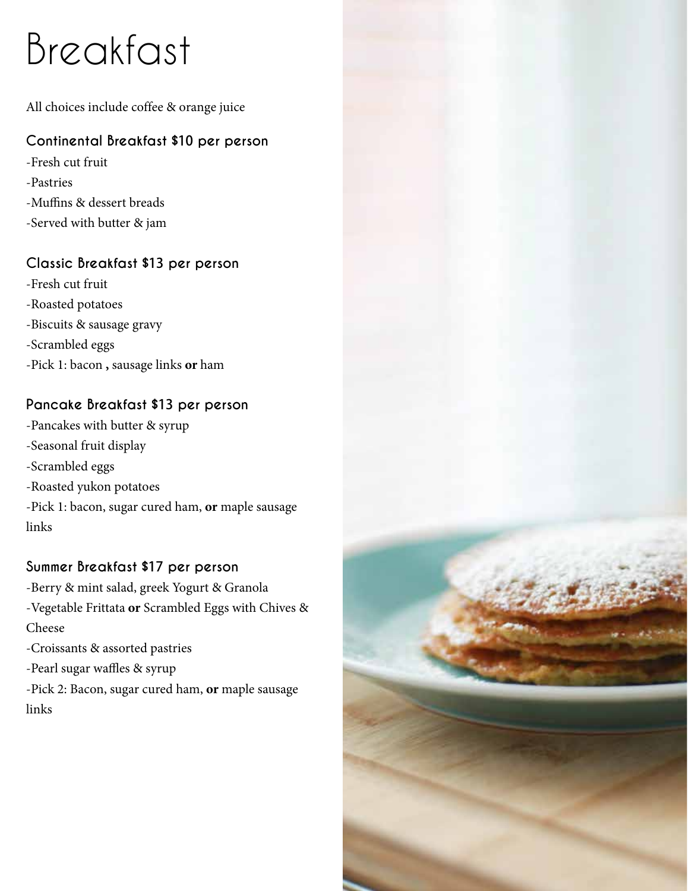# Breakfast

All choices include coffee & orange juice

### Continental Breakfast $10 per person

-Fresh cut fruit

-Pastries

-Muffins & dessert breads

-Served with butter & jam

### Classic Breakfast $13 per person

-Fresh cut fruit

-Roasted potatoes

-Biscuits & sausage gravy

-Scrambled eggs

-Pick 1: bacon **,** sausage links **or** ham

### Pancake Breakfast $13 per person

-Pancakes with butter & syrup

-Seasonal fruit display

-Scrambled eggs

-Roasted yukon potatoes

-Pick 1: bacon, sugar cured ham, **or** maple sausage links

### Summer Breakfast $17 per person

-Berry & mint salad, greek Yogurt & Granola

-Vegetable Frittata **or** Scrambled Eggs with Chives & Cheese

-Croissants & assorted pastries

-Pearl sugar waffles & syrup

-Pick 2: Bacon, sugar cured ham, **or** maple sausage links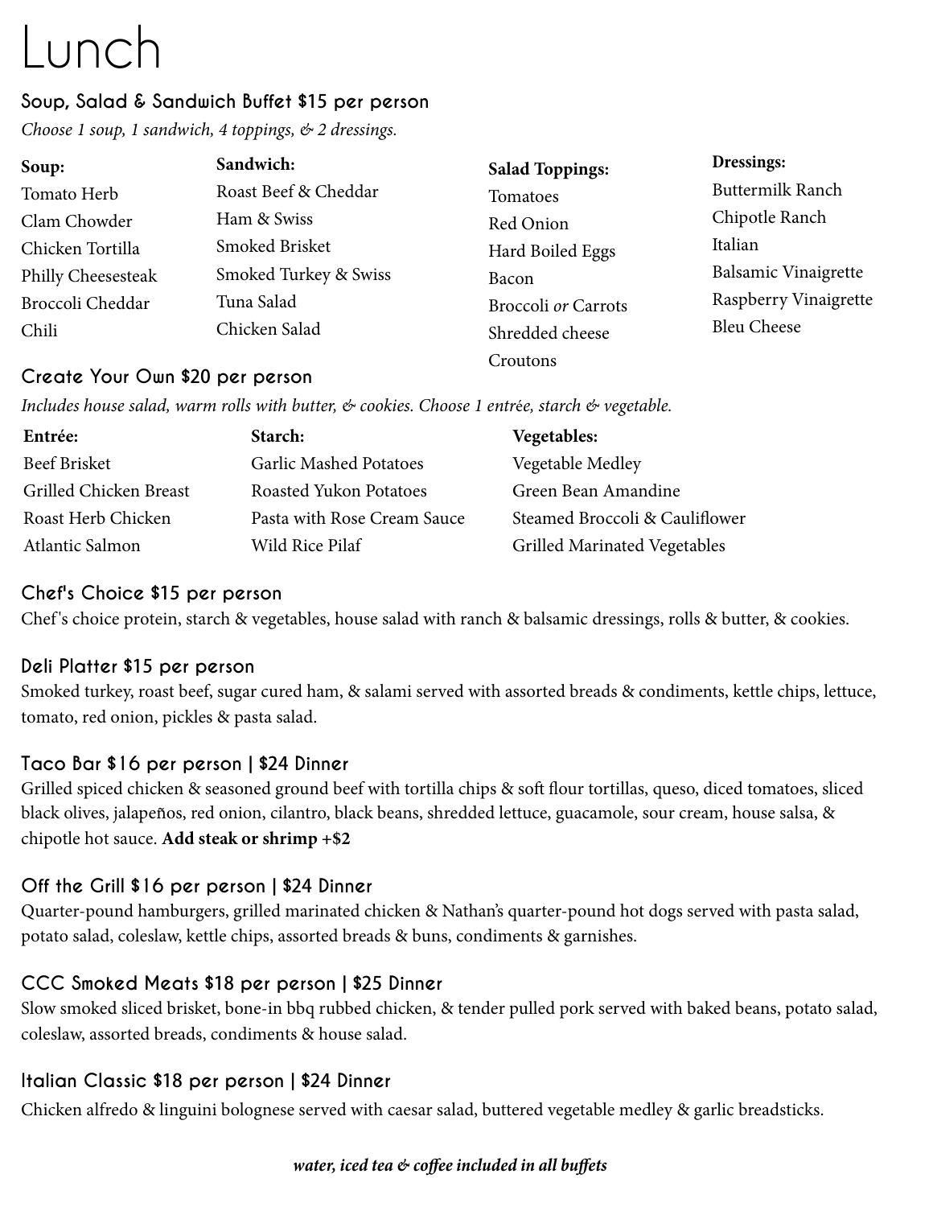# Lunch

## Soup, Salad & Sandwich Buffet $15 per person

*Choose 1 soup, 1 sandwich, 4 toppings, & 2 dressings.*

| Soup: | Sandwich: | Salad Toppings: | Dressings: |
|---|---|---|---|
| Tomato Herb | Roast Beef & Cheddar | Tomatoes | Buttermilk Ranch |
| Clam Chowder | Ham & Swiss | Red Onion | Chipotle Ranch |
| Chicken Tortilla | Smoked Brisket | Hard Boiled Eggs | Italian |
| Philly Cheesesteak | Smoked Turkey & Swiss | Bacon | Balsamic Vinaigrette |
| Broccoli Cheddar | Tuna Salad | Broccoli *or* Carrots | Raspberry Vinaigrette |
| Chili | Chicken Salad | Shredded cheese | Bleu Cheese |
| | | Croutons | |

## Create Your Own $20 per person

*Includes house salad, warm rolls with butter, & cookies. Choose 1 entrée, starch & vegetable.*

| Entrée: | Starch: | Vegetables: |
|---|---|---|
| Beef Brisket | Garlic Mashed Potatoes | Vegetable Medley |
| Grilled Chicken Breast | Roasted Yukon Potatoes | Green Bean Amandine |
| Roast Herb Chicken | Pasta with Rose Cream Sauce | Steamed Broccoli & Cauliflower |
| Atlantic Salmon | Wild Rice Pilaf | Grilled Marinated Vegetables |

## Chef's Choice $15 per person

Chef's choice protein, starch & vegetables, house salad with ranch & balsamic dressings, rolls & butter, & cookies.

## Deli Platter $15 per person

Smoked turkey, roast beef, sugar cured ham, & salami served with assorted breads & condiments, kettle chips, lettuce, tomato, red onion, pickles & pasta salad.

## Taco Bar $16 per person | $24 Dinner

Grilled spiced chicken & seasoned ground beef with tortilla chips & soft flour tortillas, queso, diced tomatoes, sliced black olives, jalapeños, red onion, cilantro, black beans, shredded lettuce, guacamole, sour cream, house salsa, & chipotle hot sauce. **Add steak or shrimp +$2**

## Off the Grill $16 per person | $24 Dinner

Quarter-pound hamburgers, grilled marinated chicken & Nathan's quarter-pound hot dogs served with pasta salad, potato salad, coleslaw, kettle chips, assorted breads & buns, condiments & garnishes.

## CCC Smoked Meats $18 per person | $25 Dinner

Slow smoked sliced brisket, bone-in bbq rubbed chicken, & tender pulled pork served with baked beans, potato salad, coleslaw, assorted breads, condiments & house salad.

## Italian Classic $18 per person | $24 Dinner

Chicken alfredo & linguini bolognese served with caesar salad, buttered vegetable medley & garlic breadsticks.

***water, iced tea & coffee included in all buffets***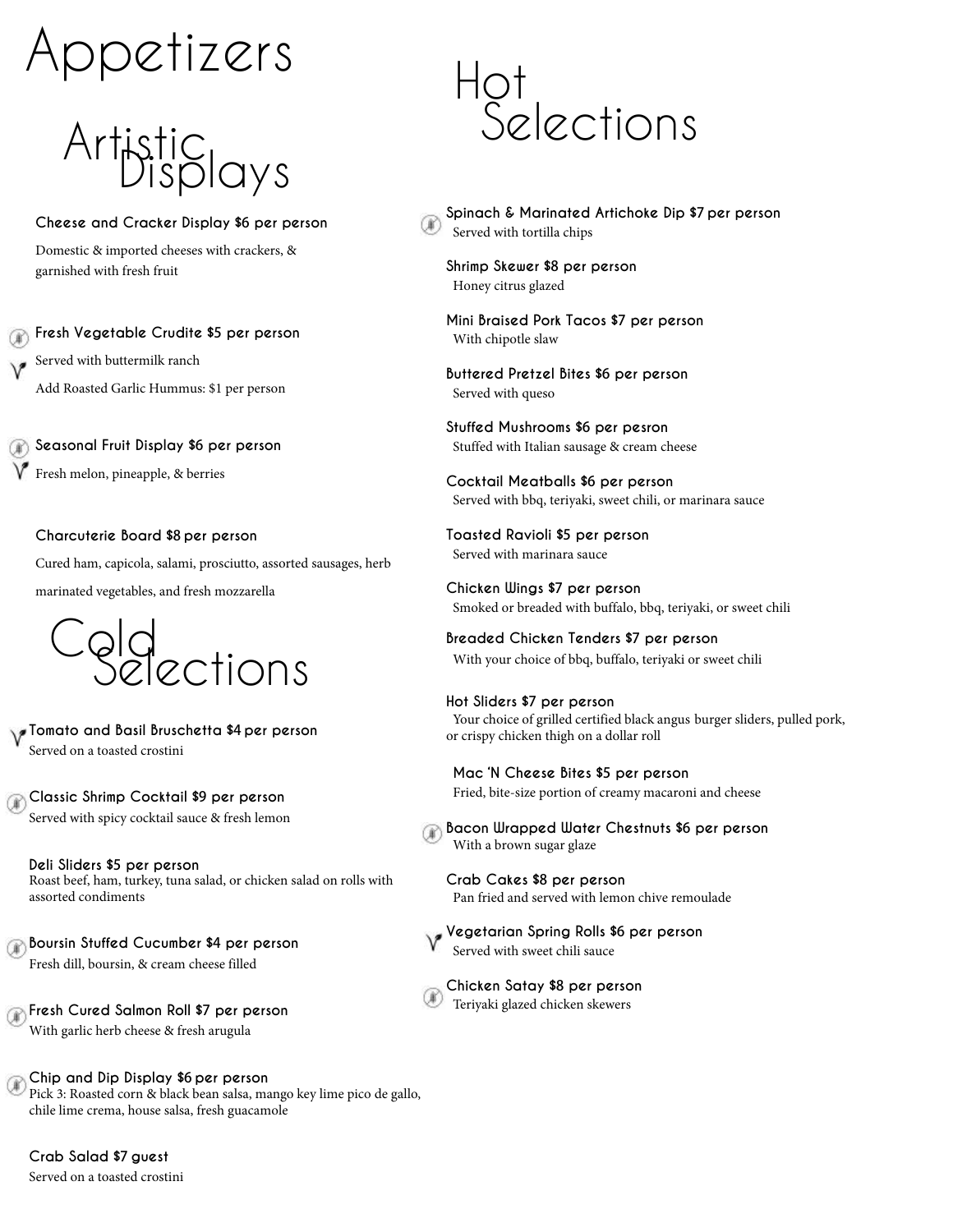# Appetizers

## Artistic Displays

**Cheese and Cracker Display $6 per person**

Domestic & imported cheeses with crackers, & garnished with fresh fruit

**Fresh Vegetable Crudite $5 per person**

Served with buttermilk ranch

Add Roasted Garlic Hummus: $1 per person

**Seasonal Fruit Display $6 per person**

Fresh melon, pineapple, & berries

**Charcuterie Board $8 per person**

Cured ham, capicola, salami, prosciutto, assorted sausages, herb marinated vegetables, and fresh mozzarella

## Cold Selections

**Tomato and Basil Bruschetta $4 per person**

Served on a toasted crostini

**Classic Shrimp Cocktail $9 per person**

Served with spicy cocktail sauce & fresh lemon

**Deli Sliders $5 per person**

Roast beef, ham, turkey, tuna salad, or chicken salad on rolls with assorted condiments

**Boursin Stuffed Cucumber $4 per person**

Fresh dill, boursin, & cream cheese filled

**Fresh Cured Salmon Roll $7 per person**

With garlic herb cheese & fresh arugula

**Chip and Dip Display $6 per person**

Pick 3: Roasted corn & black bean salsa, mango key lime pico de gallo, chile lime crema, house salsa, fresh guacamole

**Crab Salad $7 guest**

Served on a toasted crostini

## Hot Selections

**Spinach & Marinated Artichoke Dip $7 per person**

Served with tortilla chips

**Shrimp Skewer $8 per person**

Honey citrus glazed

**Mini Braised Pork Tacos $7 per person**

With chipotle slaw

**Buttered Pretzel Bites $6 per person**

Served with queso

**Stuffed Mushrooms $6 per pesron**

Stuffed with Italian sausage & cream cheese

**Cocktail Meatballs $6 per person**

Served with bbq, teriyaki, sweet chili, or marinara sauce

**Toasted Ravioli $5 per person**

Served with marinara sauce

**Chicken Wings $7 per person**

Smoked or breaded with buffalo, bbq, teriyaki, or sweet chili

**Breaded Chicken Tenders $7 per person**

With your choice of bbq, buffalo, teriyaki or sweet chili

**Hot Sliders $7 per person**

Your choice of grilled certified black angus burger sliders, pulled pork, or crispy chicken thigh on a dollar roll

**Mac 'N Cheese Bites $5 per person**

Fried, bite-size portion of creamy macaroni and cheese

**Bacon Wrapped Water Chestnuts $6 per person**

With a brown sugar glaze

**Crab Cakes $8 per person**

Pan fried and served with lemon chive remoulade

**Vegetarian Spring Rolls $6 per person**

Served with sweet chili sauce

**Chicken Satay $8 per person**

Teriyaki glazed chicken skewers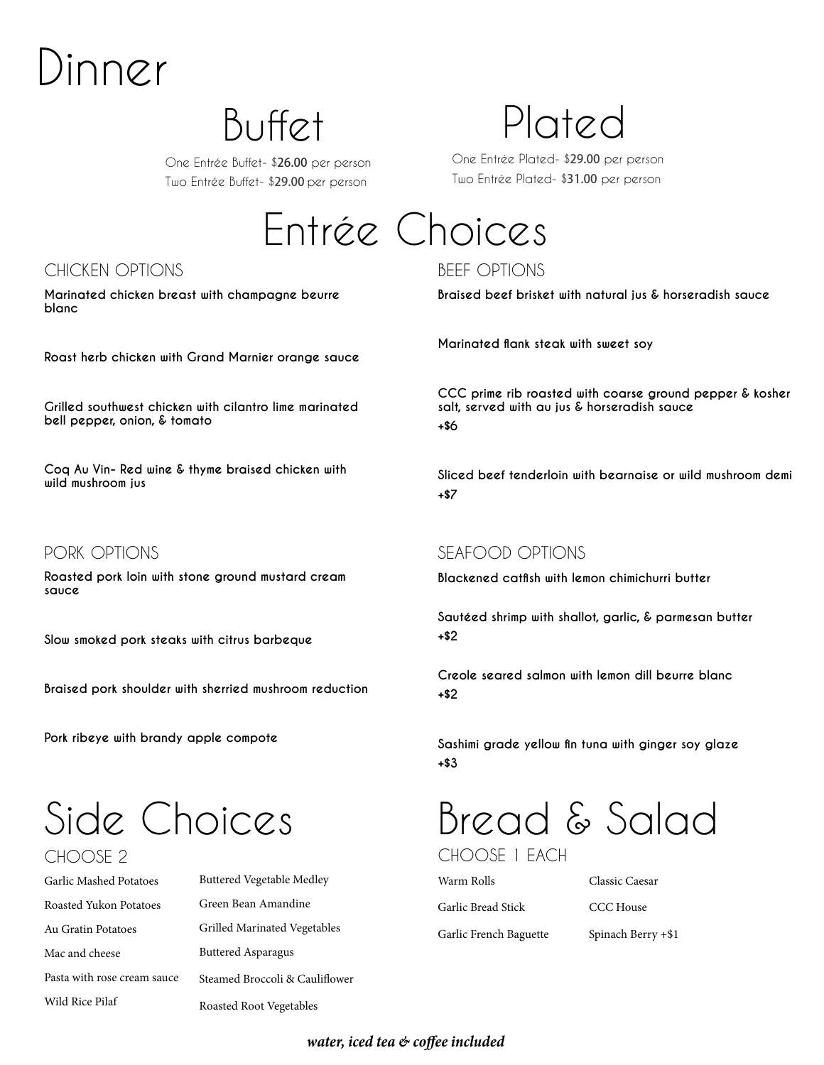# Dinner

## Buffet

One Entrée Buffet- $**26.00** per person
Two Entrée Buffet- $**29.00** per person

## Plated

One Entrée Plated- $**29.00** per person
Two Entrée Plated- $**31.00** per person

# Entrée Choices

### CHICKEN OPTIONS

**Marinated chicken breast with champagne beurre blanc**

**Roast herb chicken with Grand Marnier orange sauce**

**Grilled southwest chicken with cilantro lime marinated bell pepper, onion, & tomato**

**Coq Au Vin- Red wine & thyme braised chicken with wild mushroom jus**

### BEEF OPTIONS

**Braised beef brisket with natural jus & horseradish sauce**

**Marinated flank steak with sweet soy**

**CCC prime rib roasted with coarse ground pepper & kosher salt, served with au jus & horseradish sauce**
**+$6**

**Sliced beef tenderloin with bearnaise or wild mushroom demi**
**+$7**

### PORK OPTIONS

**Roasted pork loin with stone ground mustard cream sauce**

**Slow smoked pork steaks with citrus barbeque**

**Braised pork shoulder with sherried mushroom reduction**

**Pork ribeye with brandy apple compote**

### SEAFOOD OPTIONS

**Blackened catfish with lemon chimichurri butter**

**Sautéed shrimp with shallot, garlic, & parmesan butter**
**+$2**

**Creole seared salmon with lemon dill beurre blanc**
**+$2**

**Sashimi grade yellow fin tuna with ginger soy glaze**
**+$3**

# Side Choices

### CHOOSE 2

- Garlic Mashed Potatoes
- Roasted Yukon Potatoes
- Au Gratin Potatoes
- Mac and cheese
- Pasta with rose cream sauce
- Wild Rice Pilaf
- Buttered Vegetable Medley
- Green Bean Amandine
- Grilled Marinated Vegetables
- Buttered Asparagus
- Steamed Broccoli & Cauliflower
- Roasted Root Vegetables

# Bread & Salad

### CHOOSE 1 EACH

- Warm Rolls
- Garlic Bread Stick
- Garlic French Baguette

- Classic Caesar
- CCC House
- Spinach Berry +$1

***water, iced tea & coffee included***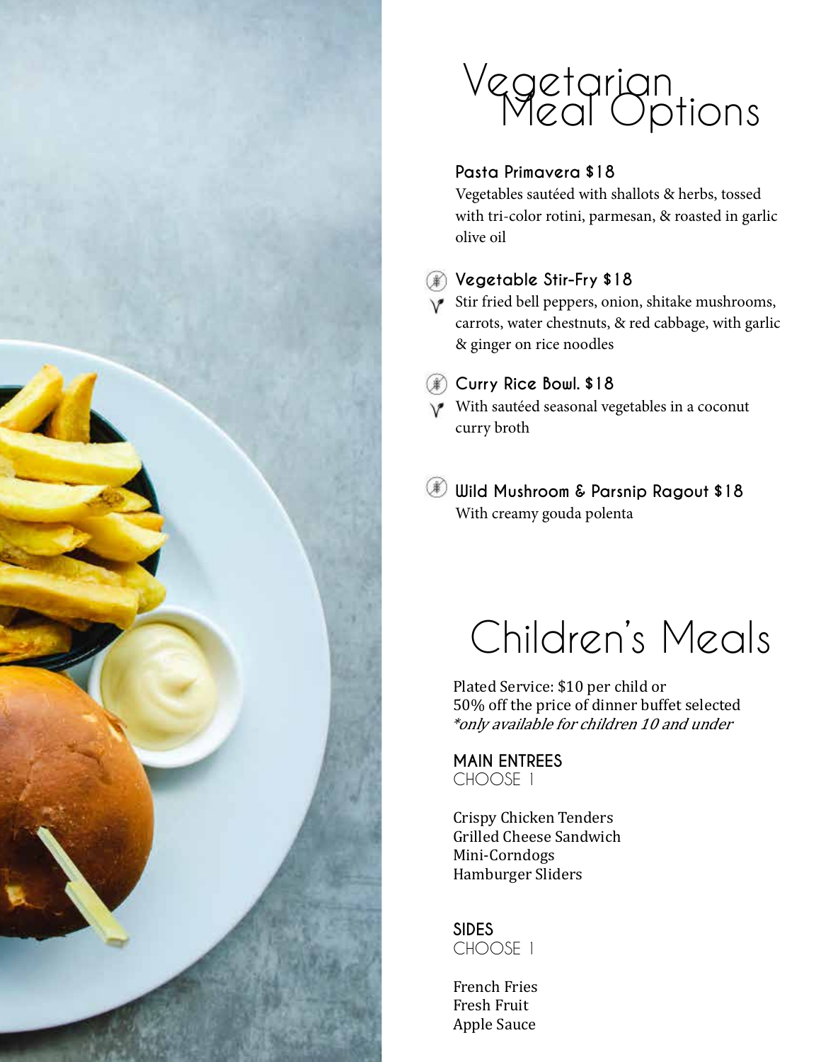# Vegetarian Meal Options

**Pasta Primavera $18**
Vegetables sautéed with shallots & herbs, tossed with tri-color rotini, parmesan, & roasted in garlic olive oil

**Vegetable Stir-Fry $18**
Stir fried bell peppers, onion, shitake mushrooms, carrots, water chestnuts, & red cabbage, with garlic & ginger on rice noodles

**Curry Rice Bowl. $18**
With sautéed seasonal vegetables in a coconut curry broth

**Wild Mushroom & Parsnip Ragout $18**
With creamy gouda polenta

# Children's Meals

Plated Service: $10 per child or
50% off the price of dinner buffet selected
*\*only available for children 10 and under*

**MAIN ENTREES**
CHOOSE 1

Crispy Chicken Tenders
Grilled Cheese Sandwich
Mini-Corndogs
Hamburger Sliders

**SIDES**
CHOOSE 1

French Fries
Fresh Fruit
Apple Sauce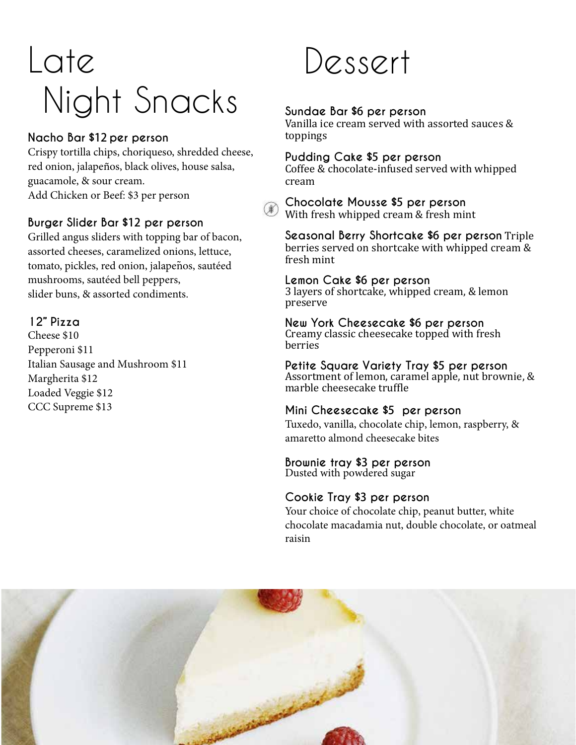# Late Night Snacks

**Nacho Bar $12 per person**
Crispy tortilla chips, choriqueso, shredded cheese, red onion, jalapeños, black olives, house salsa, guacamole, & sour cream.
Add Chicken or Beef: $3 per person

**Burger Slider Bar $12 per person**
Grilled angus sliders with topping bar of bacon, assorted cheeses, caramelized onions, lettuce, tomato, pickles, red onion, jalapeños, sautéed mushrooms, sautéed bell peppers, slider buns, & assorted condiments.

**12" Pizza**
Cheese $10
Pepperoni $11
Italian Sausage and Mushroom $11
Margherita $12
Loaded Veggie $12
CCC Supreme $13

# Dessert

**Sundae Bar $6 per person**
Vanilla ice cream served with assorted sauces & toppings

**Pudding Cake $5 per person**
Coffee & chocolate-infused served with whipped cream

**Chocolate Mousse $5 per person**
With fresh whipped cream & fresh mint

**Seasonal Berry Shortcake $6 per person** Triple berries served on shortcake with whipped cream & fresh mint

**Lemon Cake $6 per person**
3 layers of shortcake, whipped cream, & lemon preserve

**New York Cheesecake $6 per person**
Creamy classic cheesecake topped with fresh berries

**Petite Square Variety Tray $5 per person**
Assortment of lemon, caramel apple, nut brownie, & marble cheesecake truffle

**Mini Cheesecake $5 per person**
Tuxedo, vanilla, chocolate chip, lemon, raspberry, & amaretto almond cheesecake bites

**Brownie tray $3 per person**
Dusted with powdered sugar

**Cookie Tray $3 per person**
Your choice of chocolate chip, peanut butter, white chocolate macadamia nut, double chocolate, or oatmeal raisin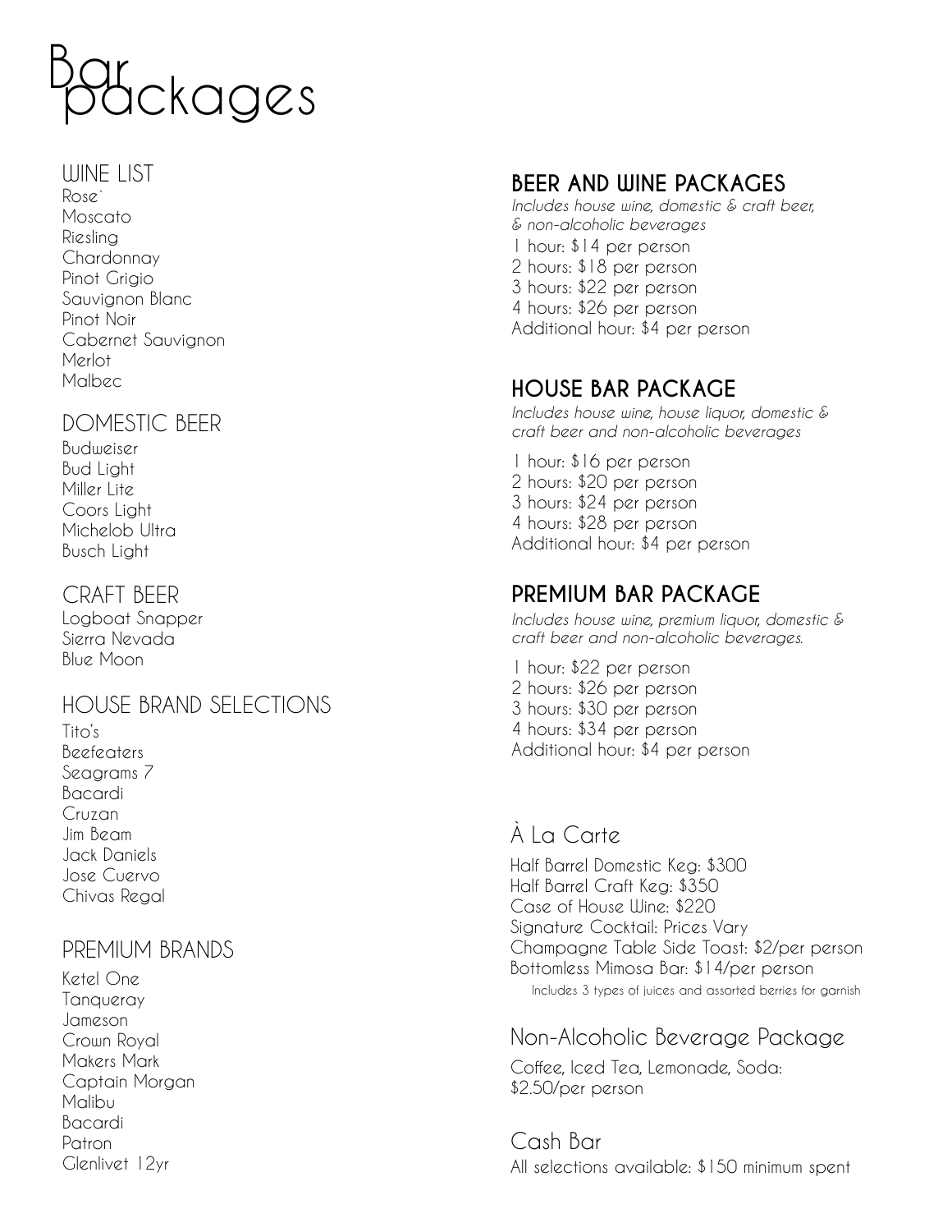# Bar packages

## WINE LIST

Rose`
Moscato
Riesling
Chardonnay
Pinot Grigio
Sauvignon Blanc
Pinot Noir
Cabernet Sauvignon
Merlot
Malbec

## DOMESTIC BEER

Budweiser
Bud Light
Miller Lite
Coors Light
Michelob Ultra
Busch Light

## CRAFT BEER

Logboat Snapper
Sierra Nevada
Blue Moon

## HOUSE BRAND SELECTIONS

Tito's
Beefeaters
Seagrams 7
Bacardi
Cruzan
Jim Beam
Jack Daniels
Jose Cuervo
Chivas Regal

## PREMIUM BRANDS

Ketel One
Tanqueray
Jameson
Crown Royal
Makers Mark
Captain Morgan
Malibu
Bacardi
Patron
Glenlivet 12yr

## BEER AND WINE PACKAGES

*Includes house wine, domestic & craft beer, & non-alcoholic beverages*

1 hour: $14 per person
2 hours: $18 per person
3 hours: $22 per person
4 hours: $26 per person
Additional hour: $4 per person

## HOUSE BAR PACKAGE

*Includes house wine, house liquor, domestic & craft beer and non-alcoholic beverages*

1 hour: $16 per person
2 hours: $20 per person
3 hours: $24 per person
4 hours: $28 per person
Additional hour: $4 per person

## PREMIUM BAR PACKAGE

*Includes house wine, premium liquor, domestic & craft beer and non-alcoholic beverages.*

1 hour: $22 per person
2 hours: $26 per person
3 hours: $30 per person
4 hours: $34 per person
Additional hour: $4 per person

## À La Carte

Half Barrel Domestic Keg: $300
Half Barrel Craft Keg: $350
Case of House Wine: $220
Signature Cocktail: Prices Vary
Champagne Table Side Toast: $2/per person
Bottomless Mimosa Bar: $14/per person
Includes 3 types of juices and assorted berries for garnish

## Non-Alcoholic Beverage Package

Coffee, Iced Tea, Lemonade, Soda: $2.50/per person

## Cash Bar

All selections available: $150 minimum spent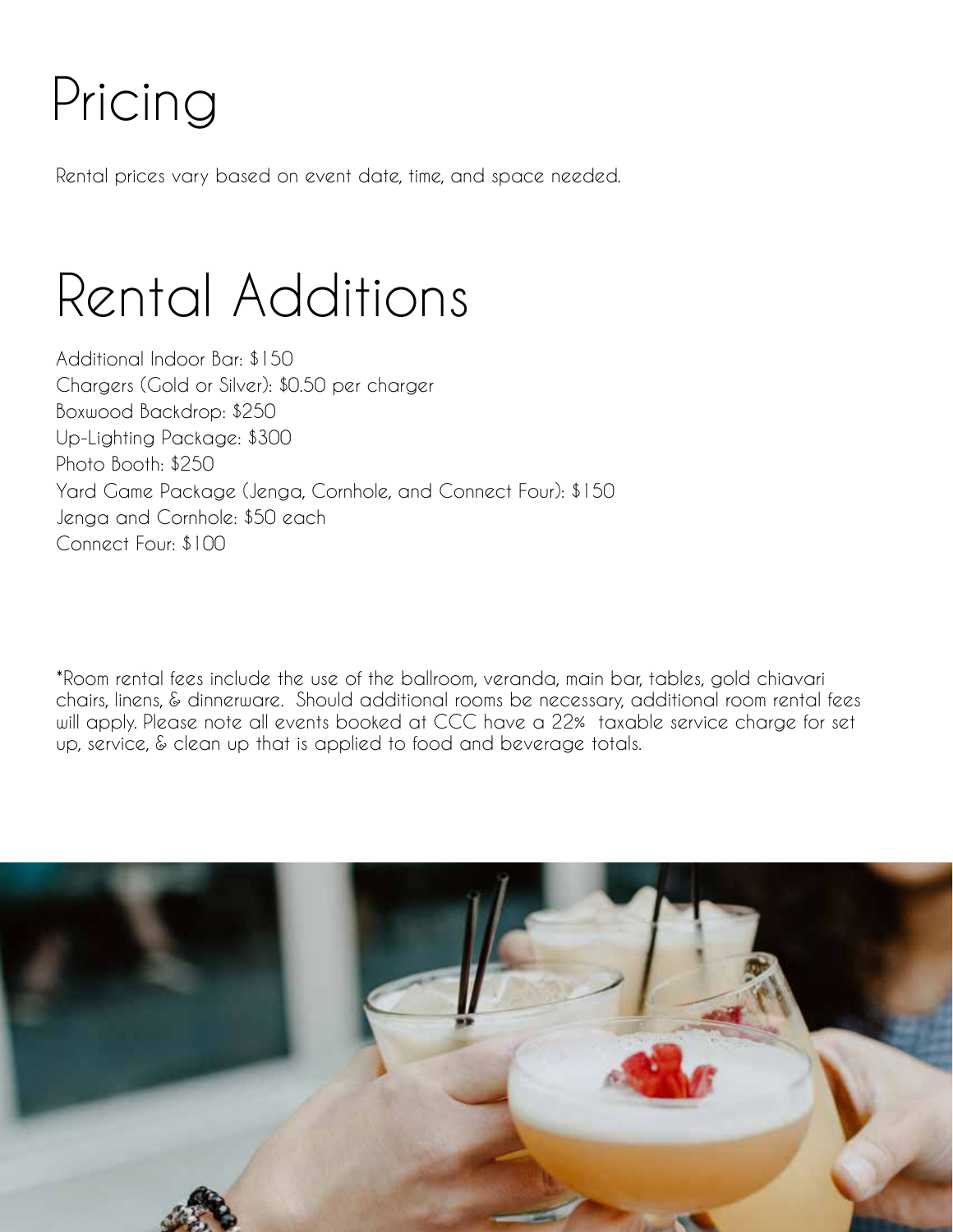# Pricing

Rental prices vary based on event date, time, and space needed.

# Rental Additions

Additional Indoor Bar: $150
Chargers (Gold or Silver): $0.50 per charger
Boxwood Backdrop: $250
Up-Lighting Package: $300
Photo Booth: $250
Yard Game Package (Jenga, Cornhole, and Connect Four): $150
Jenga and Cornhole: $50 each
Connect Four: $100

*Room rental fees include the use of the ballroom, veranda, main bar, tables, gold chiavari chairs, linens, & dinnerware. Should additional rooms be necessary, additional room rental fees will apply. Please note all events booked at CCC have a 22% taxable service charge for set up, service, & clean up that is applied to food and beverage totals.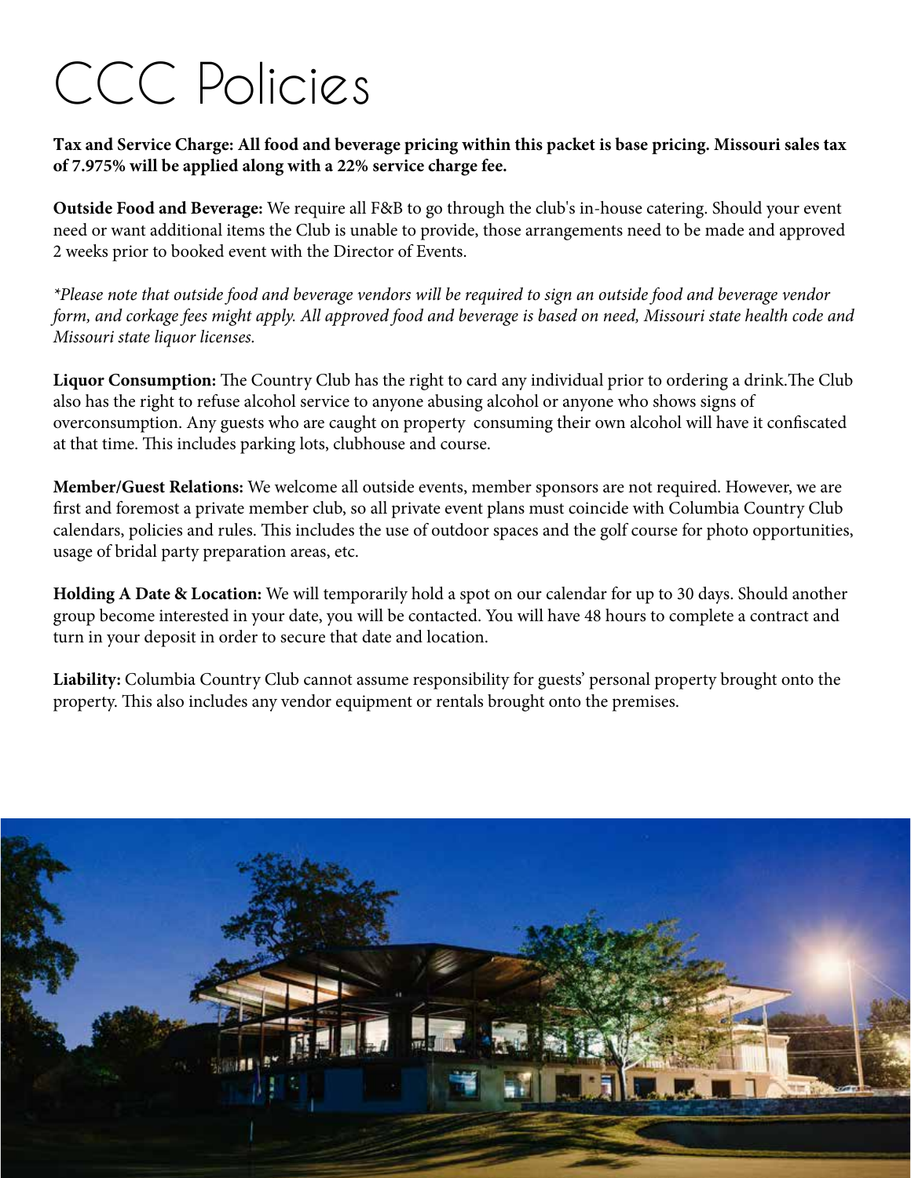# CCC Policies

**Tax and Service Charge: All food and beverage pricing within this packet is base pricing. Missouri sales tax of 7.975% will be applied along with a 22% service charge fee.**

**Outside Food and Beverage:** We require all F&B to go through the club's in-house catering. Should your event need or want additional items the Club is unable to provide, those arrangements need to be made and approved 2 weeks prior to booked event with the Director of Events.

*\*Please note that outside food and beverage vendors will be required to sign an outside food and beverage vendor form, and corkage fees might apply. All approved food and beverage is based on need, Missouri state health code and Missouri state liquor licenses.*

**Liquor Consumption:** The Country Club has the right to card any individual prior to ordering a drink.The Club also has the right to refuse alcohol service to anyone abusing alcohol or anyone who shows signs of overconsumption. Any guests who are caught on property consuming their own alcohol will have it confiscated at that time. This includes parking lots, clubhouse and course.

**Member/Guest Relations:** We welcome all outside events, member sponsors are not required. However, we are first and foremost a private member club, so all private event plans must coincide with Columbia Country Club calendars, policies and rules. This includes the use of outdoor spaces and the golf course for photo opportunities, usage of bridal party preparation areas, etc.

**Holding A Date & Location:** We will temporarily hold a spot on our calendar for up to 30 days. Should another group become interested in your date, you will be contacted. You will have 48 hours to complete a contract and turn in your deposit in order to secure that date and location.

**Liability:** Columbia Country Club cannot assume responsibility for guests' personal property brought onto the property. This also includes any vendor equipment or rentals brought onto the premises.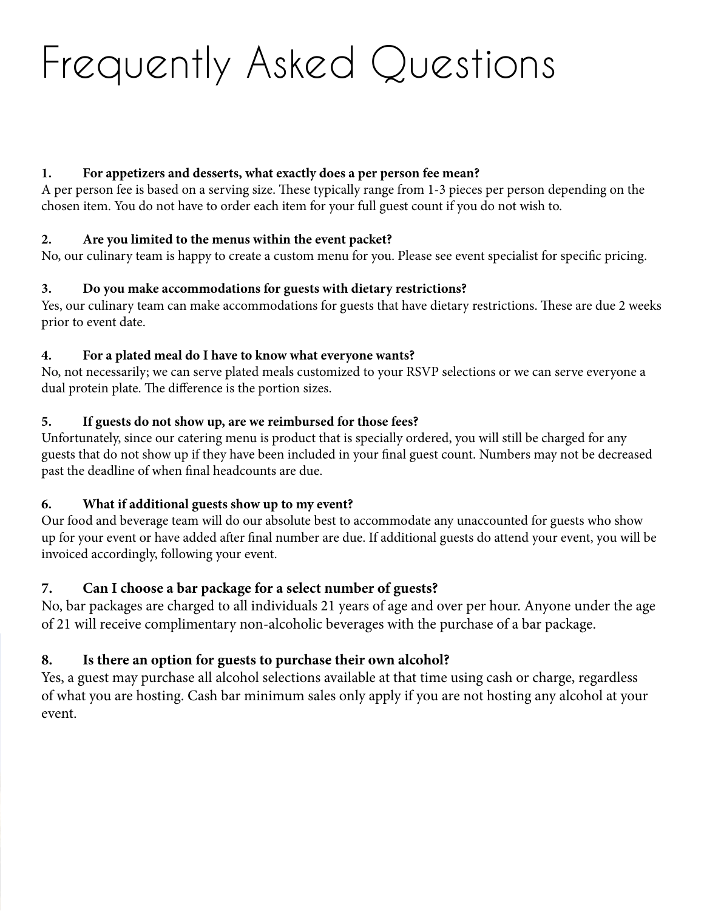# Frequently Asked Questions

**1. For appetizers and desserts, what exactly does a per person fee mean?**

A per person fee is based on a serving size. These typically range from 1-3 pieces per person depending on the chosen item. You do not have to order each item for your full guest count if you do not wish to.

**2. Are you limited to the menus within the event packet?**

No, our culinary team is happy to create a custom menu for you. Please see event specialist for specific pricing.

**3. Do you make accommodations for guests with dietary restrictions?**

Yes, our culinary team can make accommodations for guests that have dietary restrictions. These are due 2 weeks prior to event date.

**4. For a plated meal do I have to know what everyone wants?**

No, not necessarily; we can serve plated meals customized to your RSVP selections or we can serve everyone a dual protein plate. The difference is the portion sizes.

**5. If guests do not show up, are we reimbursed for those fees?**

Unfortunately, since our catering menu is product that is specially ordered, you will still be charged for any guests that do not show up if they have been included in your final guest count. Numbers may not be decreased past the deadline of when final headcounts are due.

**6. What if additional guests show up to my event?**

Our food and beverage team will do our absolute best to accommodate any unaccounted for guests who show up for your event or have added after final number are due. If additional guests do attend your event, you will be invoiced accordingly, following your event.

**7. Can I choose a bar package for a select number of guests?**

No, bar packages are charged to all individuals 21 years of age and over per hour. Anyone under the age of 21 will receive complimentary non-alcoholic beverages with the purchase of a bar package.

**8. Is there an option for guests to purchase their own alcohol?**

Yes, a guest may purchase all alcohol selections available at that time using cash or charge, regardless of what you are hosting. Cash bar minimum sales only apply if you are not hosting any alcohol at your event.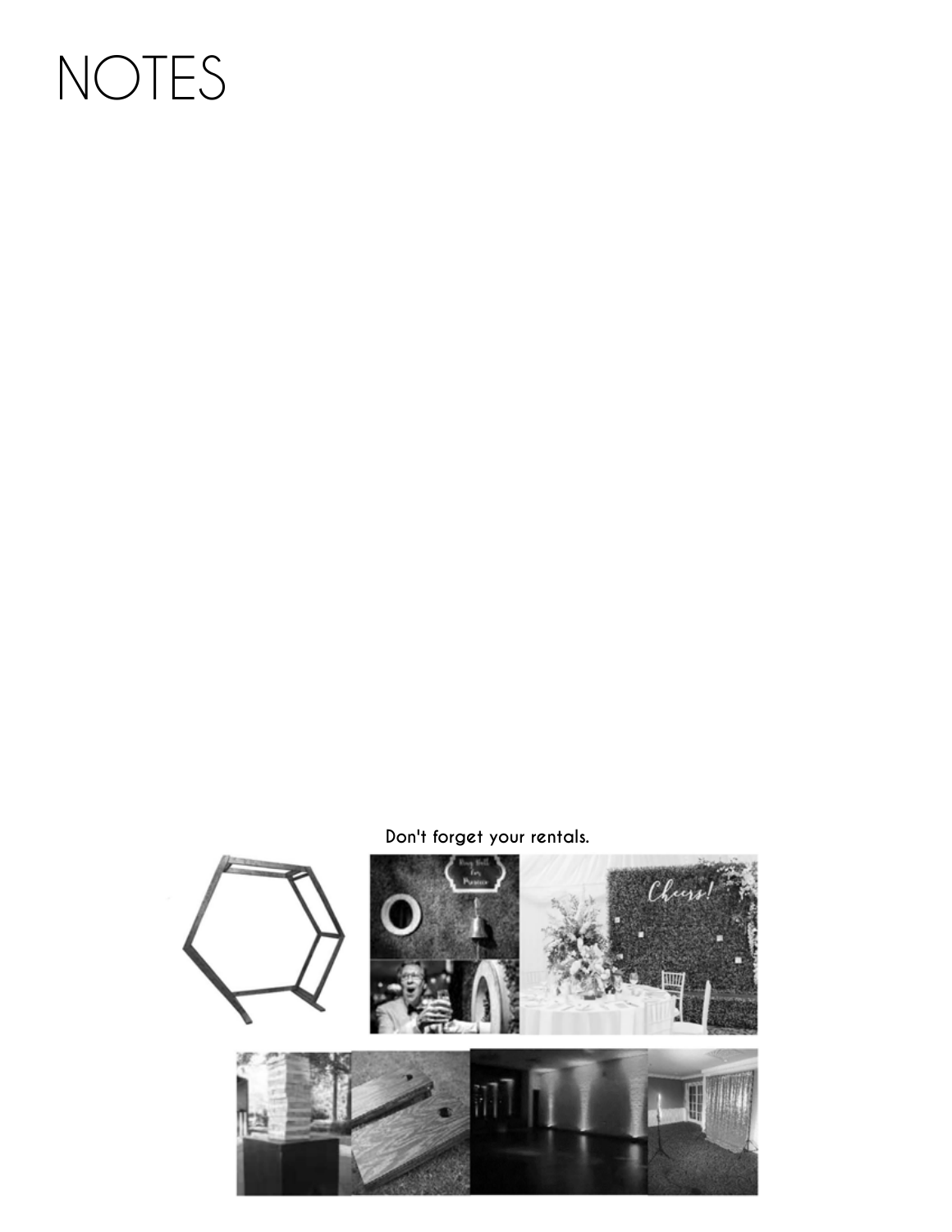# NOTES

Don't forget your rentals.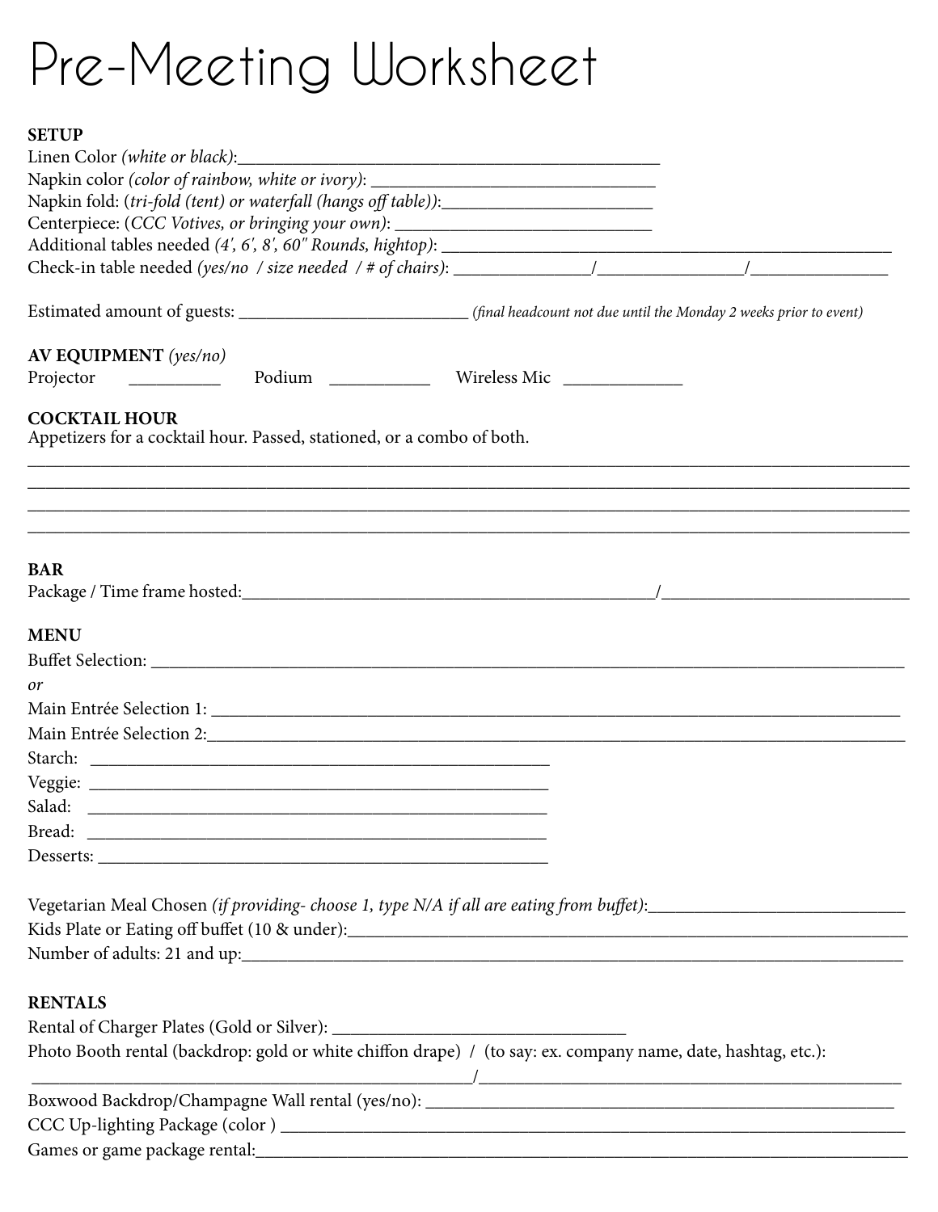# Pre-Meeting Worksheet

**SETUP**

Linen Color *(white or black)*:_______________________________________________

Napkin color *(color of rainbow, white or ivory)*: ______________________________

Napkin fold: *(tri-fold (tent) or waterfall (hangs off table))*:______________________

Centerpiece: *(CCC Votives, or bringing your own)*: ____________________________

Additional tables needed *(4', 6', 8', 60" Rounds, hightop)*: ______________________________________________

Check-in table needed *(yes/no / size needed / # of chairs)*: _______________/________________/_______________

Estimated amount of guests: _________________________ *(final headcount not due until the Monday 2 weeks prior to event)*

**AV EQUIPMENT** *(yes/no)*

Projector __________ Podium ___________ Wireless Mic _____________

**COCKTAIL HOUR**

Appetizers for a cocktail hour. Passed, stationed, or a combo of both.

_______________________________________________________________________________________________

_______________________________________________________________________________________________

_______________________________________________________________________________________________

_______________________________________________________________________________________________

**BAR**

Package / Time frame hosted:_______________________________________________/___________________________

**MENU**

Buffet Selection: _______________________________________________________________________________

*or*

Main Entrée Selection 1: __________________________________________________________________________

Main Entrée Selection 2:__________________________________________________________________________

Starch: ____________________________________________________

Veggie: ____________________________________________________

Salad: ____________________________________________________

Bread: ____________________________________________________

Desserts: __________________________________________________

Vegetarian Meal Chosen *(if providing- choose 1, type N/A if all are eating from buffet)*:___________________________

Kids Plate or Eating off buffet (10 & under):____________________________________________________________

Number of adults: 21 and up:_______________________________________________________________________

**RENTALS**

Rental of Charger Plates (Gold or Silver): _______________________________

Photo Booth rental (backdrop: gold or white chiffon drape) / (to say: ex. company name, date, hashtag, etc.):

__________________________________________________/_______________________________________________

Boxwood Backdrop/Champagne Wall rental (yes/no): __________________________________________________

CCC Up-lighting Package (color ) ___________________________________________________________________

Games or game package rental:______________________________________________________________________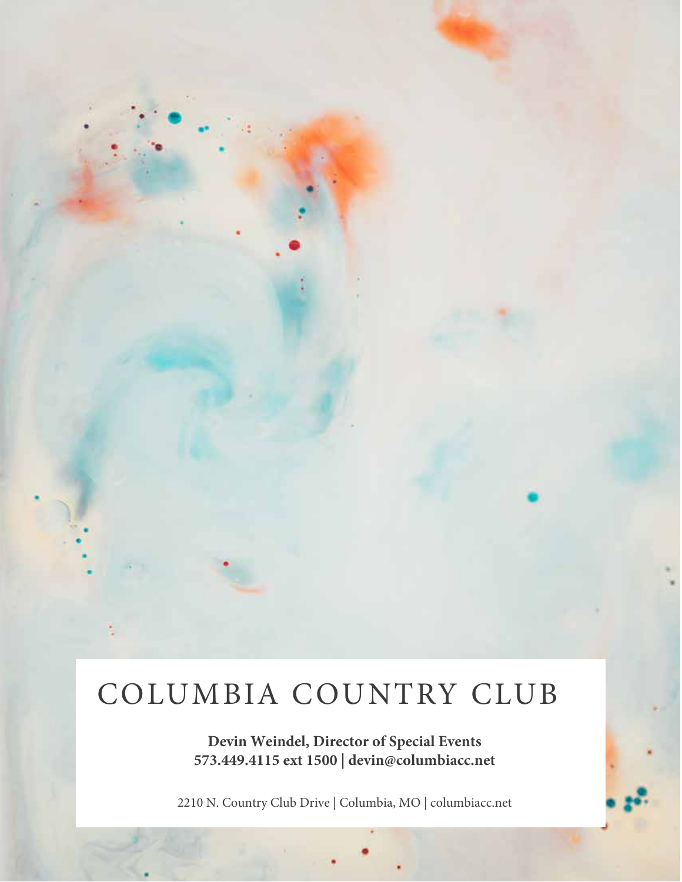# COLUMBIA COUNTRY CLUB

**Devin Weindel, Director of Special Events**
**573.449.4115 ext 1500 | devin@columbiacc.net**

2210 N. Country Club Drive | Columbia, MO | columbiacc.net